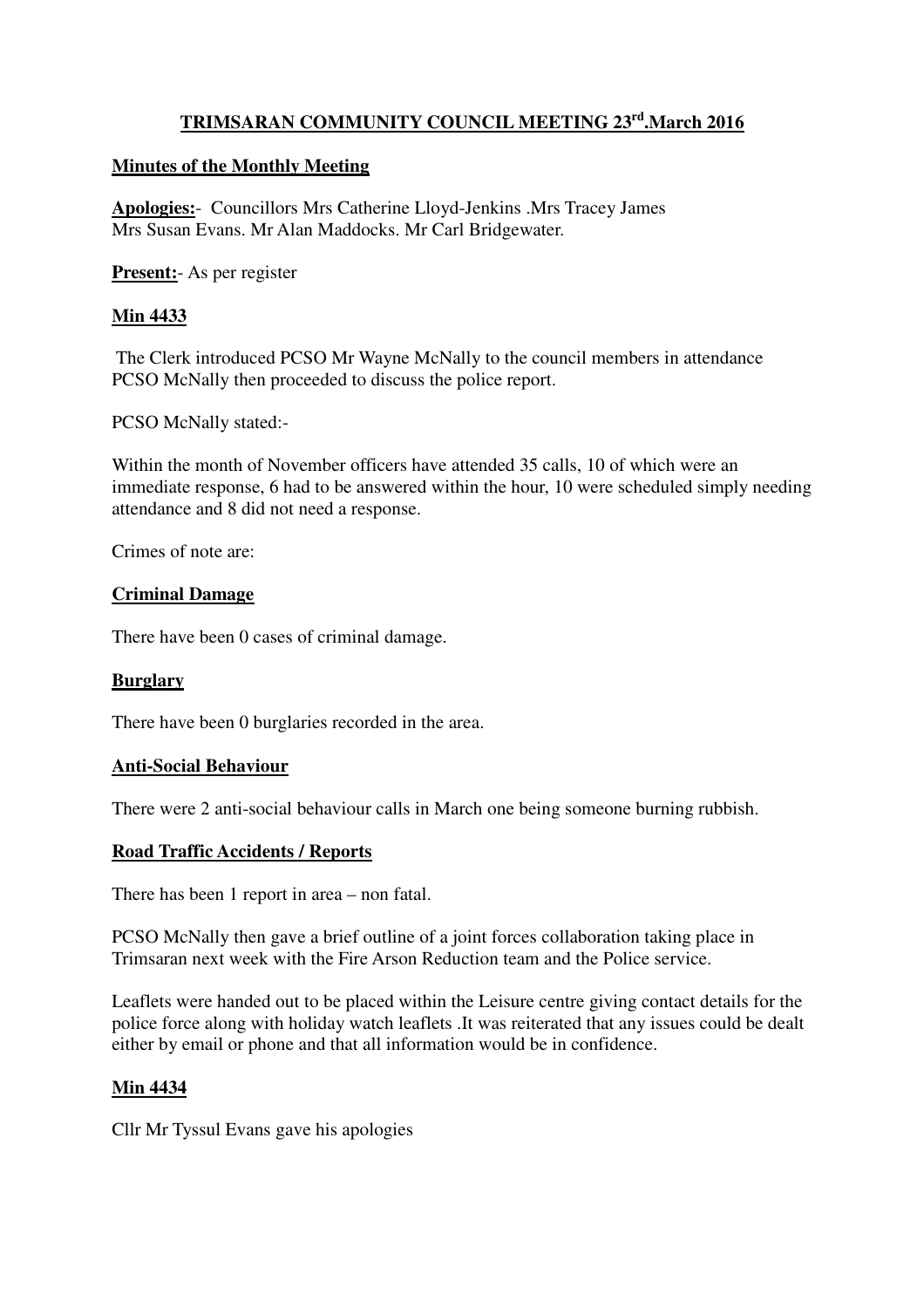# TRIMSARAN COMMUNITY COUNCIL MEETING 23rd.March 2016

## Minutes of the Monthly Meeting

**Apologies:**- Councillors Mrs Catherine Lloyd-Jenkins .Mrs Tracey James Mrs Susan Evans. Mr Alan Maddocks. Mr Carl Bridgewater.

**Present:**- As per register

### Min 4433

The Clerk introduced PCSO Mr Wayne McNally to the council members in attendance PCSO McNally then proceeded to discuss the police report.

PCSO McNally stated:-

Within the month of November officers have attended 35 calls, 10 of which were an immediate response, 6 had to be answered within the hour, 10 were scheduled simply needing attendance and 8 did not need a response.

Crimes of note are:

### Criminal Damage

There have been 0 cases of criminal damage.

### Burglary

There have been 0 burglaries recorded in the area.

### Anti-Social Behaviour

There were 2 anti-social behaviour calls in March one being someone burning rubbish.

### Road Traffic Accidents / Reports

There has been 1 report in area – non fatal.

PCSO McNally then gave a brief outline of a joint forces collaboration taking place in Trimsaran next week with the Fire Arson Reduction team and the Police service.

Leaflets were handed out to be placed within the Leisure centre giving contact details for the police force along with holiday watch leaflets .It was reiterated that any issues could be dealt either by email or phone and that all information would be in confidence.

### Min 4434

Cllr Mr Tyssul Evans gave his apologies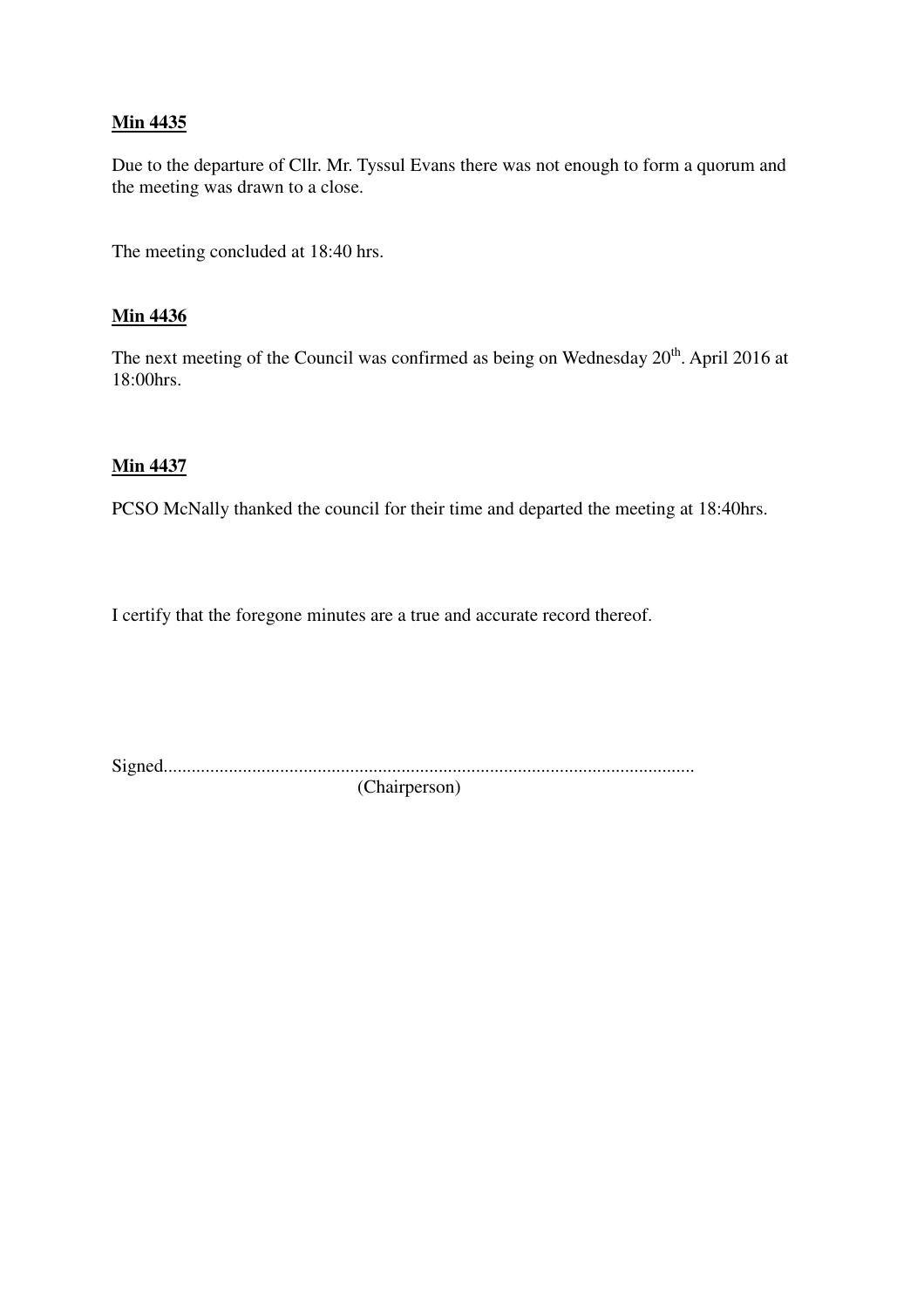**Min 4435**

Due to the departure of Cllr. Mr. Tyssul Evans there was not enough to form a quorum and the meeting was drawn to a close.

The meeting concluded at 18:40 hrs.

**Min 4436**

The next meeting of the Council was confirmed as being on Wednesday 20th. April 2016 at 18:00hrs.

**Min 4437**

PCSO McNally thanked the council for their time and departed the meeting at 18:40hrs.

I certify that the foregone minutes are a true and accurate record thereof.

Signed.................................................................................................................
(Chairperson)